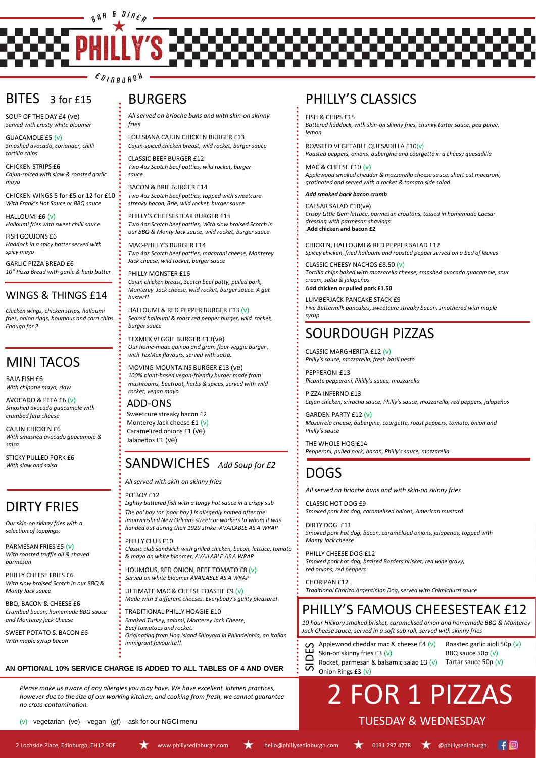BAR & DINER

# PHILLY'S

EDINBURGH

## BITES 3 for £15

SOUP OF THE DAY £4 (ve)
*Served with crusty white bloomer*

GUACAMOLE £5 (v)
*Smashed avocado, coriander, chilli tortilla chips*

CHICKEN STRIPS £6
*Cajun-spiced with slaw & roasted garlic mayo*

CHICKEN WINGS 5 for £5 or 12 for £10
*With Frank's Hot Sauce or BBQ sauce*

HALLOUMI £6 (v)
*Halloumi fries with sweet chilli sauce*

FISH GOUJONS £6
*Haddock in a spicy batter served with spicy mayo*

GARLIC PIZZA BREAD £6
*10" Pizza Bread with garlic & herb butter*

## WINGS & THINGS £14

*Chicken wings, chicken strips, halloumi fries, onion rings, houmous and corn chips. Enough for 2*

## MINI TACOS

BAJA FISH £6
*With chipotle mayo, slaw*

AVOCADO & FETA £6 (v)
*Smashed avocado guacamole with crumbed feta cheese*

CAJUN CHICKEN £6
*With smashed avocado guacamole & salsa*

STICKY PULLED PORK £6
*With slaw and salsa*

## DIRTY FRIES

*Our skin-on skinny fries with a selection of toppings:*

PARMESAN FRIES £5 (v)
*With roasted truffle oil & shaved parmesan*

PHILLY CHEESE FRIES £6
*With slow braised Scotch in our BBQ & Monty Jack sauce*

BBQ, BACON & CHEESE £6
*Crumbed bacon, homemade BBQ sauce and Monterey jack Cheese*

SWEET POTATO & BACON £6
*With maple syrup bacon*

## BURGERS

*All served on brioche buns and with skin-on skinny fries*

LOUISIANA CAJUN CHICKEN BURGER £13
*Cajun-spiced chicken breast, wild rocket, burger sauce*

CLASSIC BEEF BURGER £12
*Two 4oz Scotch beef patties, wild rocket, burger sauce*

BACON & BRIE BURGER £14
*Two 4oz Scotch beef patties, topped with sweetcure streaky bacon, Brie, wild rocket, burger sauce*

PHILLY'S CHEESESTEAK BURGER £15
*Two 4oz Scotch beef patties, With slow braised Scotch in our BBQ & Monty Jack sauce, wild rocket, burger sauce*

MAC-PHILLY'S BURGER £14
*Two 4oz Scotch beef patties, macaroni cheese, Monterey Jack cheese, wild rocket, burger sauce*

PHILLY MONSTER £16
*Cajun chicken breast, Scotch beef patty, pulled pork, Monterey Jack cheese, wild rocket, burger sauce. A gut buster!!*

HALLOUMI & RED PEPPER BURGER £13 (v)
*Seared halloumi & roast red pepper burger, wild rocket, burger sauce*

TEXMEX VEGGIE BURGER £13(ve)
*Our home-made quinoa and gram flour veggie burger , with TexMex flavours, served with salsa.*

MOVING MOUNTAINS BURGER £13 (ve)
*100% plant-based vegan-friendly burger made from mushrooms, beetroot, herbs & spices, served with wild rocket, vegan mayo*

### ADD-ONS

Sweetcure streaky bacon £2
Monterey Jack cheese £1 (v)
Caramelized onions £1 (ve)
Jalapeños £1 (ve)

## SANDWICHES *Add Soup for £2*

*All served with skin-on skinny fries*

PO'BOY £12
*Lightly battered fish with a tangy hot sauce in a crispy sub*
*The po' boy (or 'poor boy') is allegedly named after the impoverished New Orleans streetcar workers to whom it was handed out during their 1929 strike. AVAILABLE AS A WRAP*

PHILLY CLUB £10
*Classic club sandwich with grilled chicken, bacon, lettuce, tomato & mayo on white bloomer, AVAILABLE AS A WRAP*

HOUMOUS, RED ONION, BEEF TOMATO £8 (v)
*Served on white bloomer AVAILABLE AS A WRAP*

ULTIMATE MAC & CHEESE TOASTIE £9 (v)
*Made with 3 different cheeses. Everybody's guilty pleasure!*

TRADITIONAL PHILLY HOAGIE £10
*Smoked Turkey, salami, Monterey Jack Cheese, Beef tomatoes and rocket.*
*Originating from Hog Island Shipyard in Philadelphia, an Italian immigrant favourite!!*

**AN OPTIONAL 10% SERVICE CHARGE IS ADDED TO ALL TABLES OF 4 AND OVER**

*Please make us aware of any allergies you may have. We have excellent kitchen practices, however due to the size of our working kitchen, and cooking from fresh, we cannot guarantee no cross-contamination.*

(v) - vegetarian (ve) – vegan (gf) – ask for our NGCI menu

## PHILLY'S CLASSICS

FISH & CHIPS £15
*Battered haddock, with skin-on skinny fries, chunky tartar sauce, pea puree, lemon*

ROASTED VEGETABLE QUESADILLA £10(v)
*Roasted peppers, onions, aubergine and courgette in a cheesy quesadilla*

MAC & CHEESE £10 (v)
*Applewood smoked cheddar & mozzarella cheese sauce, short cut macaroni, gratinated and served with a rocket & tomato side salad*
***Add smoked back bacon crumb***

CAESAR SALAD £10(ve)
*Crispy Little Gem lettuce, parmesan croutons, tossed in homemade Caesar dressing with parmesan shavings*
.**Add chicken and bacon £2**

CHICKEN, HALLOUMI & RED PEPPER SALAD £12
*Spicey chicken, fried halloumi and roasted pepper served on a bed of leaves*

CLASSIC CHEESY NACHOS £8.50 (v)
*Tortilla chips baked with mozzarella cheese, smashed avocado guacamole, sour cream, salsa & jalapeños*
**Add chicken or pulled pork £1.50**

LUMBERJACK PANCAKE STACK £9
*Five Buttermilk pancakes, sweetcure streaky bacon, smothered with maple syrup*

## SOURDOUGH PIZZAS

CLASSIC MARGHERITA £12 (v)
*Philly's sauce, mozzarella, fresh basil pesto*

PEPPERONI £13
*Picante pepperoni, Philly's sauce, mozzarella*

PIZZA INFERNO £13
*Cajun chicken, sriracha sauce, Philly's sauce, mozzarella, red peppers, jalapeños*

GARDEN PARTY £12 (v)
*Mozarrela cheese, aubergine, courgette, roast peppers, tomato, onion and Philly's sauce*

THE WHOLE HOG £14
*Pepperoni, pulled pork, bacon, Philly's sauce, mozzarella*

## DOGS

*All served on brioche buns and with skin-on skinny fries*

CLASSIC HOT DOG £9
*Smoked pork hot dog, caramelised onions, American mustard*

DIRTY DOG £11
*Smoked pork hot dog, bacon, caramelised onions, jalapenos, topped with Monty Jack cheese*

PHILLY CHEESE DOG £12
*Smoked pork hot dog, braised Borders brisket, red wine gravy, red onions, red peppers*

CHORIPAN £12
*Traditional Chorizo Argentinian Dog, served with Chimichurri sauce*

## PHILLY'S FAMOUS CHEESESTEAK £12

*10 hour Hickory smoked brisket, caramelised onion and homemade BBQ & Monterey Jack Cheese sauce, served in a soft sub roll, served with skinny fries*

### SIDES

Applewood cheddar mac & cheese £4 (v)
Skin-on skinny fries £3 (v)
Rocket, parmesan & balsamic salad £3 (v)
Onion Rings £3 (v)
Roasted garlic aioli 50p (v)
BBQ sauce 50p (v)
Tartar sauce 50p (v)

# 2 FOR 1 PIZZAS

TUESDAY & WEDNESDAY

2 Lochside Place, Edinburgh, EH12 9DF ★ www.phillysedinburgh.com ★ hello@phillysedinburgh.com ★ 0131 297 4778 ★ @phillysedinburgh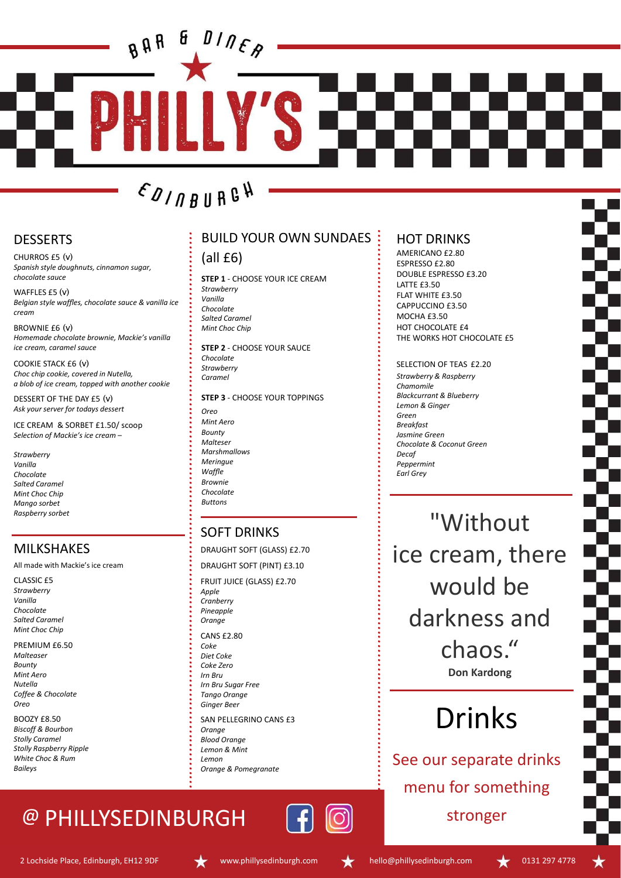# PHILLY'S

BAR & DINER

EDINBURGH

## DESSERTS

CHURROS £5 (v)
*Spanish style doughnuts, cinnamon sugar, chocolate sauce*

WAFFLES £5 (v)
*Belgian style waffles, chocolate sauce & vanilla ice cream*

BROWNIE £6 (v)
*Homemade chocolate brownie, Mackie's vanilla ice cream, caramel sauce*

COOKIE STACK £6 (v)
*Choc chip cookie, covered in Nutella, a blob of ice cream, topped with another cookie*

DESSERT OF THE DAY £5 (v)
*Ask your server for todays dessert*

ICE CREAM & SORBET £1.50/ scoop
*Selection of Mackie's ice cream –*

*Strawberry*
*Vanilla*
*Chocolate*
*Salted Caramel*
*Mint Choc Chip*
*Mango sorbet*
*Raspberry sorbet*

## MILKSHAKES

All made with Mackie's ice cream

CLASSIC £5
*Strawberry*
*Vanilla*
*Chocolate*
*Salted Caramel*
*Mint Choc Chip*

PREMIUM £6.50
*Malteaser*
*Bounty*
*Mint Aero*
*Nutella*
*Coffee & Chocolate*
*Oreo*

BOOZY £8.50
*Biscoff & Bourbon*
*Stolly Caramel*
*Stolly Raspberry Ripple*
*White Choc & Rum*
*Baileys*

## BUILD YOUR OWN SUNDAES (all £6)

**STEP 1** - CHOOSE YOUR ICE CREAM
*Strawberry*
*Vanilla*
*Chocolate*
*Salted Caramel*
*Mint Choc Chip*

**STEP 2** - CHOOSE YOUR SAUCE
*Chocolate*
*Strawberry*
*Caramel*

**STEP 3** - CHOOSE YOUR TOPPINGS
*Oreo*
*Mint Aero*
*Bounty*
*Malteser*
*Marshmallows*
*Meringue*
*Waffle*
*Brownie*
*Chocolate*
*Buttons*

## SOFT DRINKS

DRAUGHT SOFT (GLASS) £2.70

DRAUGHT SOFT (PINT) £3.10

FRUIT JUICE (GLASS) £2.70
*Apple*
*Cranberry*
*Pineapple*
*Orange*

CANS £2.80
*Coke*
*Diet Coke*
*Coke Zero*
*Irn Bru*
*Irn Bru Sugar Free*
*Tango Orange*
*Ginger Beer*

SAN PELLEGRINO CANS £3
*Orange*
*Blood Orange*
*Lemon & Mint*
*Lemon*
*Orange & Pomegranate*

## HOT DRINKS

AMERICANO £2.80
ESPRESSO £2.80
DOUBLE ESPRESSO £3.20
LATTE £3.50
FLAT WHITE £3.50
CAPPUCCINO £3.50
MOCHA £3.50
HOT CHOCOLATE £4
THE WORKS HOT CHOCOLATE £5

SELECTION OF TEAS £2.20
*Strawberry & Raspberry*
*Chamomile*
*Blackcurrant & Blueberry*
*Lemon & Ginger*
*Green*
*Breakfast*
*Jasmine Green*
*Chocolate & Coconut Green*
*Decaf*
*Peppermint*
*Earl Grey*

"Without ice cream, there would be darkness and chaos."

**Don Kardong**

## Drinks

See our separate drinks menu for something stronger

@ PHILLYSEDINBURGH

2 Lochside Place, Edinburgh, EH12 9DF ★ www.phillysedinburgh.com ★ hello@phillysedinburgh.com ★ 0131 297 4778